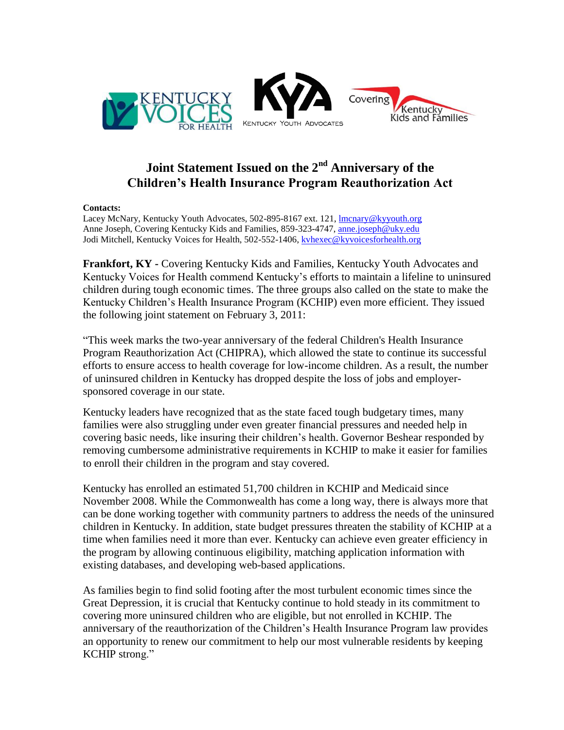# Joint Statement Issued on the 2nd Anniversary of the Children's Health Insurance Program Reauthorization Act

**Contacts:**
Lacey McNary, Kentucky Youth Advocates, 502-895-8167 ext. 121, lmcnary@kyyouth.org
Anne Joseph, Covering Kentucky Kids and Families, 859-323-4747, anne.joseph@uky.edu
Jodi Mitchell, Kentucky Voices for Health, 502-552-1406, kvhexec@kyvoicesforhealth.org

**Frankfort, KY -** Covering Kentucky Kids and Families, Kentucky Youth Advocates and Kentucky Voices for Health commend Kentucky's efforts to maintain a lifeline to uninsured children during tough economic times. The three groups also called on the state to make the Kentucky Children's Health Insurance Program (KCHIP) even more efficient. They issued the following joint statement on February 3, 2011:

"This week marks the two-year anniversary of the federal Children's Health Insurance Program Reauthorization Act (CHIPRA), which allowed the state to continue its successful efforts to ensure access to health coverage for low-income children. As a result, the number of uninsured children in Kentucky has dropped despite the loss of jobs and employer-sponsored coverage in our state.

Kentucky leaders have recognized that as the state faced tough budgetary times, many families were also struggling under even greater financial pressures and needed help in covering basic needs, like insuring their children's health. Governor Beshear responded by removing cumbersome administrative requirements in KCHIP to make it easier for families to enroll their children in the program and stay covered.

Kentucky has enrolled an estimated 51,700 children in KCHIP and Medicaid since November 2008. While the Commonwealth has come a long way, there is always more that can be done working together with community partners to address the needs of the uninsured children in Kentucky. In addition, state budget pressures threaten the stability of KCHIP at a time when families need it more than ever. Kentucky can achieve even greater efficiency in the program by allowing continuous eligibility, matching application information with existing databases, and developing web-based applications.

As families begin to find solid footing after the most turbulent economic times since the Great Depression, it is crucial that Kentucky continue to hold steady in its commitment to covering more uninsured children who are eligible, but not enrolled in KCHIP. The anniversary of the reauthorization of the Children's Health Insurance Program law provides an opportunity to renew our commitment to help our most vulnerable residents by keeping KCHIP strong."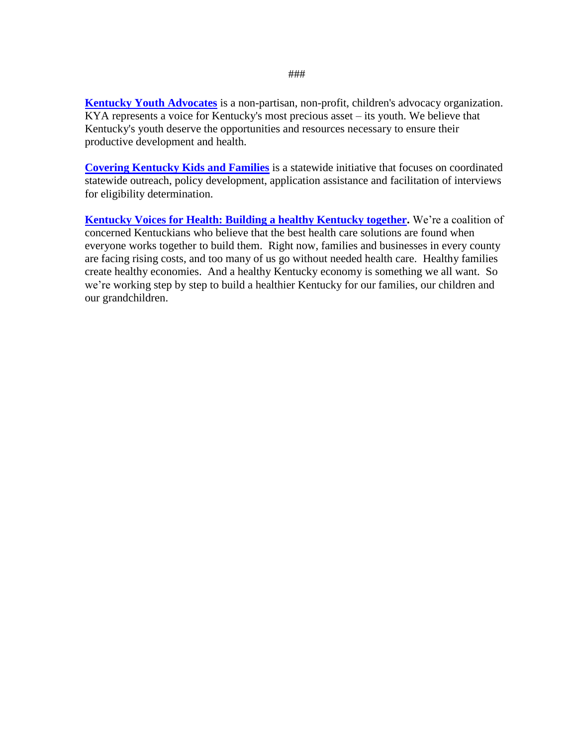###

**Kentucky Youth Advocates** is a non-partisan, non-profit, children's advocacy organization. KYA represents a voice for Kentucky's most precious asset – its youth. We believe that Kentucky's youth deserve the opportunities and resources necessary to ensure their productive development and health.

**Covering Kentucky Kids and Families** is a statewide initiative that focuses on coordinated statewide outreach, policy development, application assistance and facilitation of interviews for eligibility determination.

**Kentucky Voices for Health: Building a healthy Kentucky together.** We're a coalition of concerned Kentuckians who believe that the best health care solutions are found when everyone works together to build them. Right now, families and businesses in every county are facing rising costs, and too many of us go without needed health care. Healthy families create healthy economies. And a healthy Kentucky economy is something we all want. So we're working step by step to build a healthier Kentucky for our families, our children and our grandchildren.